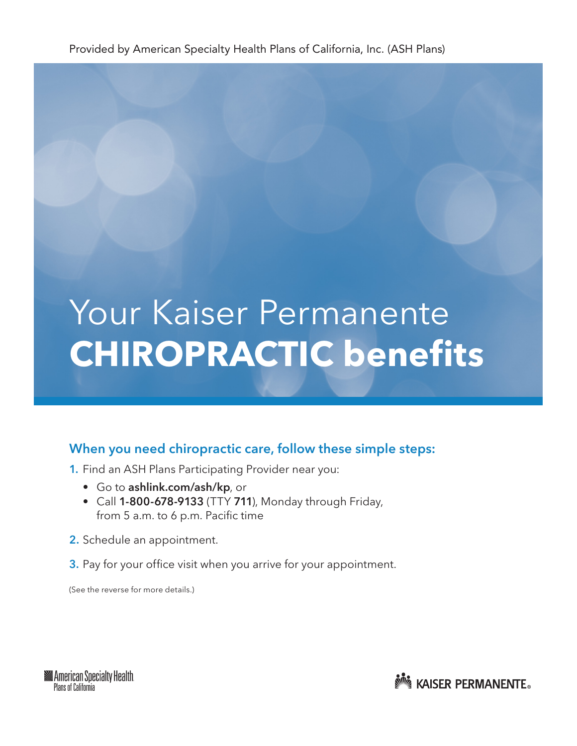Provided by American Specialty Health Plans of California, Inc. (ASH Plans)

# Your Kaiser Permanente **CHIROPRACTIC benefits**

## When you need chiropractic care, follow these simple steps:

1. Find an ASH Plans Participating Provider near you:
   - Go to **ashlink.com/ash/kp**, or
   - Call **1-800-678-9133** (TTY **711**), Monday through Friday, from 5 a.m. to 6 p.m. Pacific time
2. Schedule an appointment.
3. Pay for your office visit when you arrive for your appointment.

(See the reverse for more details.)

American Specialty Health Plans of California

KAISER PERMANENTE®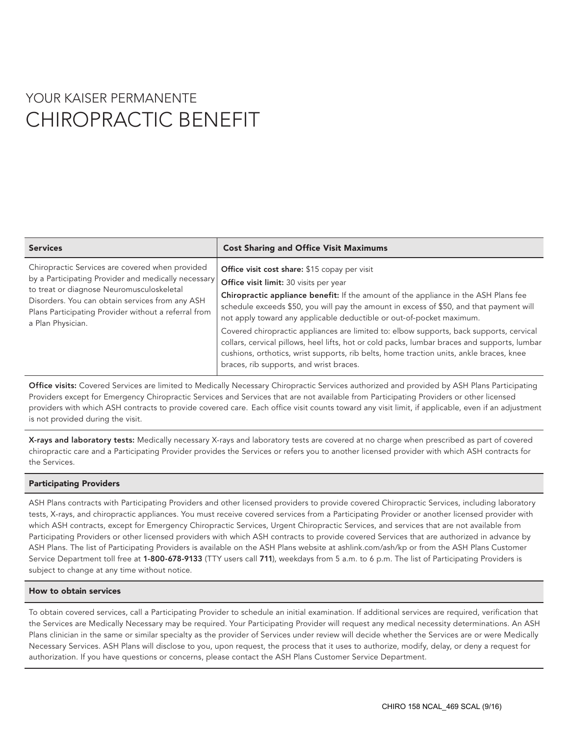# YOUR KAISER PERMANENTE
# CHIROPRACTIC BENEFIT

| Services | Cost Sharing and Office Visit Maximums |
|---|---|
| Chiropractic Services are covered when provided by a Participating Provider and medically necessary to treat or diagnose Neuromusculoskeletal Disorders. You can obtain services from any ASH Plans Participating Provider without a referral from a Plan Physician. | **Office visit cost share:** $15 copay per visit<br>**Office visit limit:** 30 visits per year<br>**Chiropractic appliance benefit:** If the amount of the appliance in the ASH Plans fee schedule exceeds $50, you will pay the amount in excess of $50, and that payment will not apply toward any applicable deductible or out-of-pocket maximum.<br>Covered chiropractic appliances are limited to: elbow supports, back supports, cervical collars, cervical pillows, heel lifts, hot or cold packs, lumbar braces and supports, lumbar cushions, orthotics, wrist supports, rib belts, home traction units, ankle braces, knee braces, rib supports, and wrist braces. |

**Office visits:** Covered Services are limited to Medically Necessary Chiropractic Services authorized and provided by ASH Plans Participating Providers except for Emergency Chiropractic Services and Services that are not available from Participating Providers or other licensed providers with which ASH contracts to provide covered care. Each office visit counts toward any visit limit, if applicable, even if an adjustment is not provided during the visit.

**X-rays and laboratory tests:** Medically necessary X-rays and laboratory tests are covered at no charge when prescribed as part of covered chiropractic care and a Participating Provider provides the Services or refers you to another licensed provider with which ASH contracts for the Services.

## Participating Providers

ASH Plans contracts with Participating Providers and other licensed providers to provide covered Chiropractic Services, including laboratory tests, X-rays, and chiropractic appliances. You must receive covered services from a Participating Provider or another licensed provider with which ASH contracts, except for Emergency Chiropractic Services, Urgent Chiropractic Services, and services that are not available from Participating Providers or other licensed providers with which ASH contracts to provide covered Services that are authorized in advance by ASH Plans. The list of Participating Providers is available on the ASH Plans website at ashlink.com/ash/kp or from the ASH Plans Customer Service Department toll free at **1-800-678-9133** (TTY users call **711**), weekdays from 5 a.m. to 6 p.m. The list of Participating Providers is subject to change at any time without notice.

## How to obtain services

To obtain covered services, call a Participating Provider to schedule an initial examination. If additional services are required, verification that the Services are Medically Necessary may be required. Your Participating Provider will request any medical necessity determinations. An ASH Plans clinician in the same or similar specialty as the provider of Services under review will decide whether the Services are or were Medically Necessary Services. ASH Plans will disclose to you, upon request, the process that it uses to authorize, modify, delay, or deny a request for authorization. If you have questions or concerns, please contact the ASH Plans Customer Service Department.

CHIRO 158 NCAL_469 SCAL (9/16)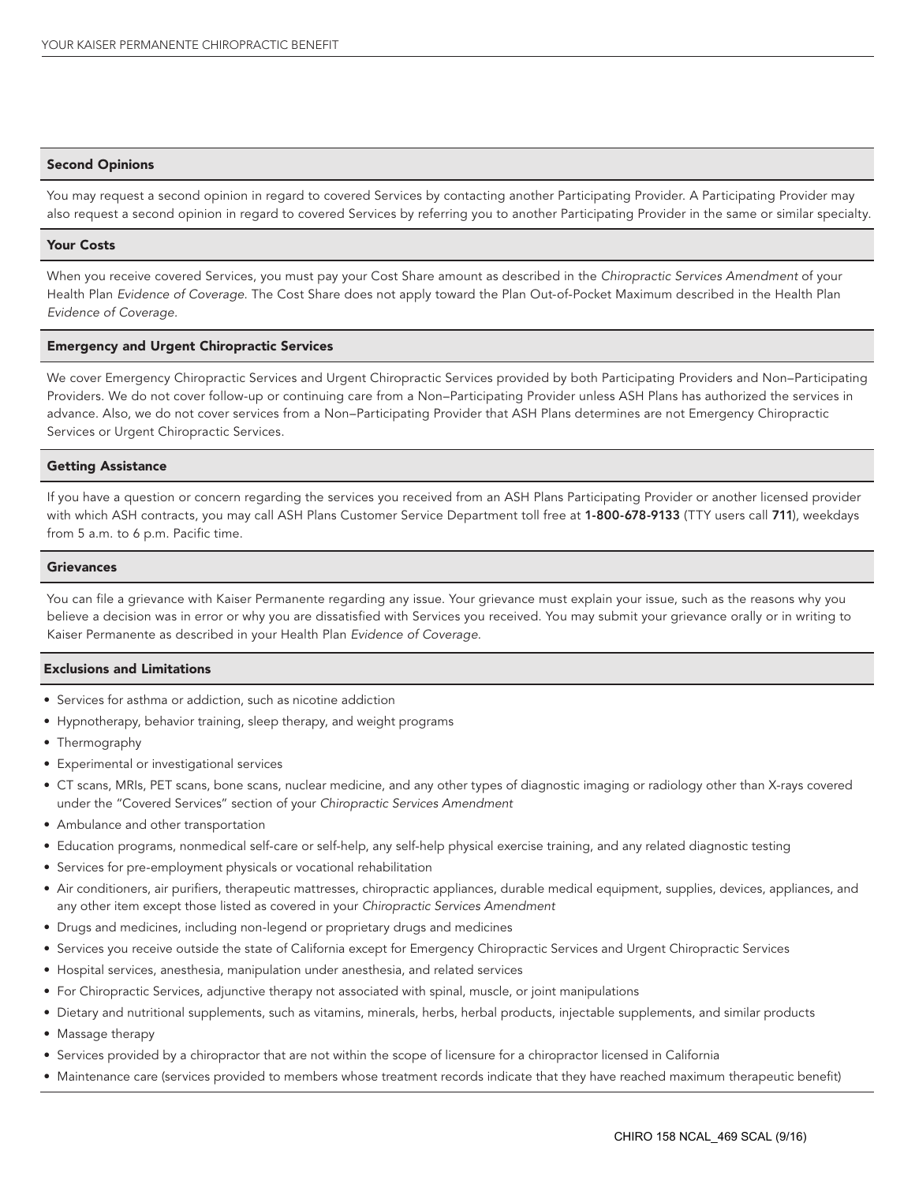## Second Opinions

You may request a second opinion in regard to covered Services by contacting another Participating Provider. A Participating Provider may also request a second opinion in regard to covered Services by referring you to another Participating Provider in the same or similar specialty.

## Your Costs

When you receive covered Services, you must pay your Cost Share amount as described in the *Chiropractic Services Amendment* of your Health Plan *Evidence of Coverage*. The Cost Share does not apply toward the Plan Out-of-Pocket Maximum described in the Health Plan *Evidence of Coverage*.

## Emergency and Urgent Chiropractic Services

We cover Emergency Chiropractic Services and Urgent Chiropractic Services provided by both Participating Providers and Non–Participating Providers. We do not cover follow-up or continuing care from a Non–Participating Provider unless ASH Plans has authorized the services in advance. Also, we do not cover services from a Non–Participating Provider that ASH Plans determines are not Emergency Chiropractic Services or Urgent Chiropractic Services.

## Getting Assistance

If you have a question or concern regarding the services you received from an ASH Plans Participating Provider or another licensed provider with which ASH contracts, you may call ASH Plans Customer Service Department toll free at **1-800-678-9133** (TTY users call **711**), weekdays from 5 a.m. to 6 p.m. Pacific time.

## Grievances

You can file a grievance with Kaiser Permanente regarding any issue. Your grievance must explain your issue, such as the reasons why you believe a decision was in error or why you are dissatisfied with Services you received. You may submit your grievance orally or in writing to Kaiser Permanente as described in your Health Plan *Evidence of Coverage*.

## Exclusions and Limitations

- Services for asthma or addiction, such as nicotine addiction
- Hypnotherapy, behavior training, sleep therapy, and weight programs
- Thermography
- Experimental or investigational services
- CT scans, MRIs, PET scans, bone scans, nuclear medicine, and any other types of diagnostic imaging or radiology other than X-rays covered under the "Covered Services" section of your *Chiropractic Services Amendment*
- Ambulance and other transportation
- Education programs, nonmedical self-care or self-help, any self-help physical exercise training, and any related diagnostic testing
- Services for pre-employment physicals or vocational rehabilitation
- Air conditioners, air purifiers, therapeutic mattresses, chiropractic appliances, durable medical equipment, supplies, devices, appliances, and any other item except those listed as covered in your *Chiropractic Services Amendment*
- Drugs and medicines, including non-legend or proprietary drugs and medicines
- Services you receive outside the state of California except for Emergency Chiropractic Services and Urgent Chiropractic Services
- Hospital services, anesthesia, manipulation under anesthesia, and related services
- For Chiropractic Services, adjunctive therapy not associated with spinal, muscle, or joint manipulations
- Dietary and nutritional supplements, such as vitamins, minerals, herbs, herbal products, injectable supplements, and similar products
- Massage therapy
- Services provided by a chiropractor that are not within the scope of licensure for a chiropractor licensed in California
- Maintenance care (services provided to members whose treatment records indicate that they have reached maximum therapeutic benefit)

CHIRO 158 NCAL_469 SCAL (9/16)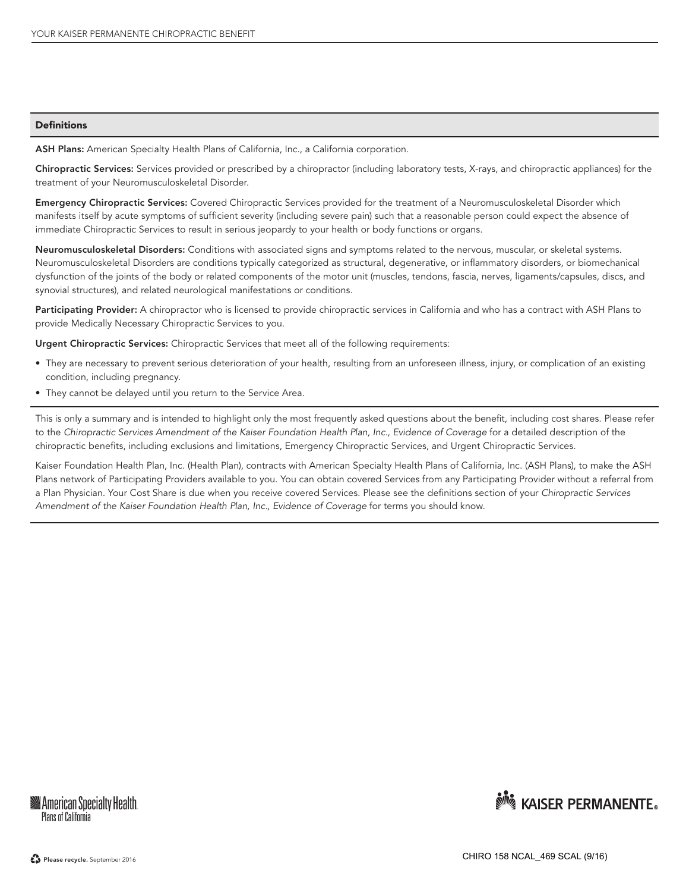## Definitions

**ASH Plans:** American Specialty Health Plans of California, Inc., a California corporation.

**Chiropractic Services:** Services provided or prescribed by a chiropractor (including laboratory tests, X-rays, and chiropractic appliances) for the treatment of your Neuromusculoskeletal Disorder.

**Emergency Chiropractic Services:** Covered Chiropractic Services provided for the treatment of a Neuromusculoskeletal Disorder which manifests itself by acute symptoms of sufficient severity (including severe pain) such that a reasonable person could expect the absence of immediate Chiropractic Services to result in serious jeopardy to your health or body functions or organs.

**Neuromusculoskeletal Disorders:** Conditions with associated signs and symptoms related to the nervous, muscular, or skeletal systems. Neuromusculoskeletal Disorders are conditions typically categorized as structural, degenerative, or inflammatory disorders, or biomechanical dysfunction of the joints of the body or related components of the motor unit (muscles, tendons, fascia, nerves, ligaments/capsules, discs, and synovial structures), and related neurological manifestations or conditions.

**Participating Provider:** A chiropractor who is licensed to provide chiropractic services in California and who has a contract with ASH Plans to provide Medically Necessary Chiropractic Services to you.

**Urgent Chiropractic Services:** Chiropractic Services that meet all of the following requirements:

- They are necessary to prevent serious deterioration of your health, resulting from an unforeseen illness, injury, or complication of an existing condition, including pregnancy.
- They cannot be delayed until you return to the Service Area.

This is only a summary and is intended to highlight only the most frequently asked questions about the benefit, including cost shares. Please refer to the *Chiropractic Services Amendment of the Kaiser Foundation Health Plan, Inc., Evidence of Coverage* for a detailed description of the chiropractic benefits, including exclusions and limitations, Emergency Chiropractic Services, and Urgent Chiropractic Services.

Kaiser Foundation Health Plan, Inc. (Health Plan), contracts with American Specialty Health Plans of California, Inc. (ASH Plans), to make the ASH Plans network of Participating Providers available to you. You can obtain covered Services from any Participating Provider without a referral from a Plan Physician. Your Cost Share is due when you receive covered Services. Please see the definitions section of your *Chiropractic Services Amendment of the Kaiser Foundation Health Plan, Inc., Evidence of Coverage* for terms you should know.

American Specialty Health Plans of California

KAISER PERMANENTE®

**Please recycle.** September 2016

CHIRO 158 NCAL_469 SCAL (9/16)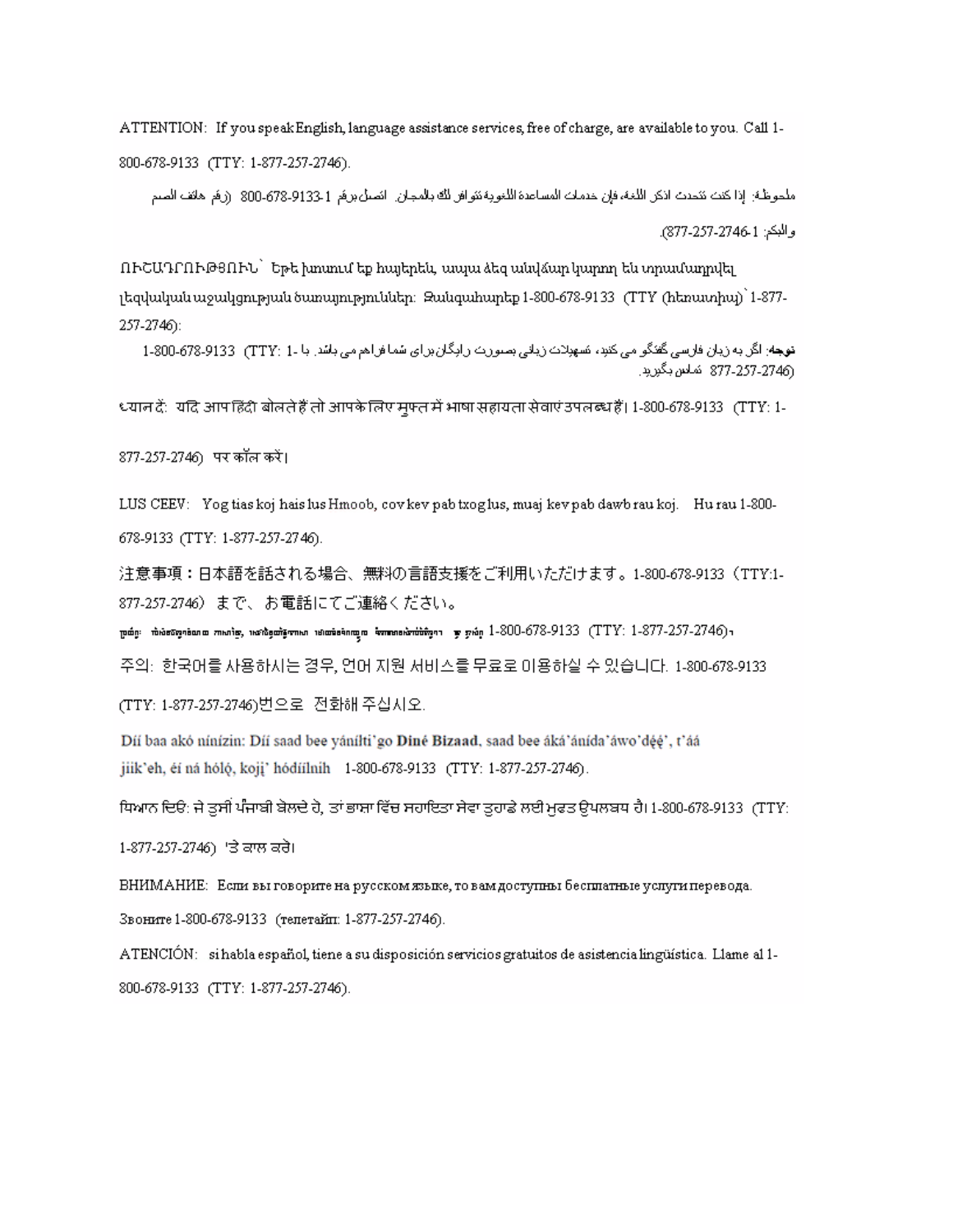ATTENTION: If you speak English, language assistance services, free of charge, are available to you. Call 1-800-678-9133 (TTY: 1-877-257-2746).

ملحوظة: إذا كنت تتحدث اذكر اللغة، فإن خدمات المساعدة اللغوية تتوافر لك بالمجان. اتصل برقم 1-800-678-9133 (رقم هاتف الصم والبكم: 1-877-257-2746).

ՈՒՇԱԴՐՈՒԹՅՈՒՆ՝ Եթե խոսում եք հայերեն, ապա ձեզ անվճար կարող են տրամադրվել լեզվական աջակցության ծառայություններ: Զանգահարեք 1-800-678-9133 (TTY (հեռատիպ)՝ 1-877-257-2746):

توجه: اگر به زبان فارسی گفتگو می کنید، تسهیلات زبانی بصورت رایگان برای شما فراهم می باشد. با 1-800-678-9133 (TTY: 1-877-257-2746) تماس بگیرید.

ध्यान दें: यदि आप हिंदी बोलते हैं तो आपके लिए मुफ्त में भाषा सहायता सेवाएं उपलब्ध हैं। 1-800-678-9133 (TTY: 1-877-257-2746) पर कॉल करें।

LUS CEEV: Yog tias koj hais lus Hmoob, cov kev pab txog lus, muaj kev pab dawb rau koj. Hu rau 1-800-678-9133 (TTY: 1-877-257-2746).

注意事項：日本語を話される場合、無料の言語支援をご利用いただけます。1-800-678-9133（TTY:1-877-257-2746）まで、お電話にてご連絡ください。

ប្រយ័ត្ន៖ បើសិនជាអ្នកនិយាយ ភាសាខ្មែរ, សេវាជំនួយផ្នែកភាសា ដោយមិនគិតឈ្នួល គឺអាចមានសំរាប់បំរើអ្នក។ ចូរ ទូរស័ព្ទ 1-800-678-9133 (TTY: 1-877-257-2746)។

주의: 한국어를 사용하시는 경우, 언어 지원 서비스를 무료로 이용하실 수 있습니다. 1-800-678-9133 (TTY: 1-877-257-2746)번으로 전화해 주십시오.

Díí baa akó nínízin: Díí saad bee yáníłti'go **Diné Bizaad**, saad bee áká'ánída'áwo'déé', t'áá jiik'eh, éí ná hóló, koji' hódíílnih 1-800-678-9133 (TTY: 1-877-257-2746).

ਧਿਆਨ ਦਿਓ: ਜੇ ਤੁਸੀਂ ਪੰਜਾਬੀ ਬੋਲਦੇ ਹੋ, ਤਾਂ ਭਾਸ਼ਾ ਵਿੱਚ ਸਹਾਇਤਾ ਸੇਵਾ ਤੁਹਾਡੇ ਲਈ ਮੁਫਤ ਉਪਲਬਧ ਹੈ। 1-800-678-9133 (TTY: 1-877-257-2746) 'ਤੇ ਕਾਲ ਕਰੋ।

ВНИМАНИЕ: Если вы говорите на русском языке, то вам доступны бесплатные услуги перевода. Звоните 1-800-678-9133 (телетайп: 1-877-257-2746).

ATENCIÓN: si habla español, tiene a su disposición servicios gratuitos de asistencia lingüística. Llame al 1-800-678-9133 (TTY: 1-877-257-2746).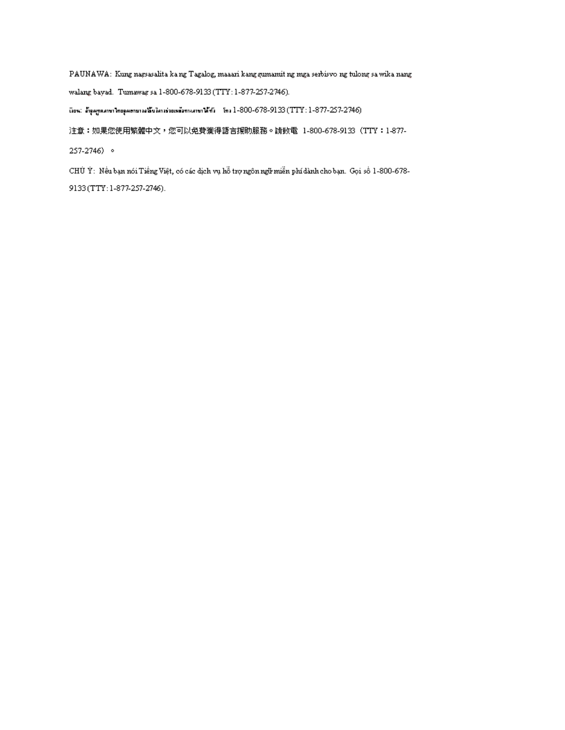PAUNAWA: Kung nagsasalita ka ng Tagalog, maaari kang gumamit ng mga serbisyo ng tulong sa wika nang walang bayad. Tumawag sa 1-800-678-9133 (TTY: 1-877-257-2746).

เรียน: ถ้าคุณพูดภาษาไทยคุณสามารถใช้บริการช่วยเหลือทางภาษาได้ฟรี โทร 1-800-678-9133 (TTY: 1-877-257-2746)

注意：如果您使用繁體中文，您可以免費獲得語言援助服務。請致電 1-800-678-9133（TTY：1-877-257-2746）。

CHÚ Ý: Nếu bạn nói Tiếng Việt, có các dịch vụ hỗ trợ ngôn ngữ miễn phí dành cho bạn. Gọi số 1-800-678-9133 (TTY: 1-877-257-2746).